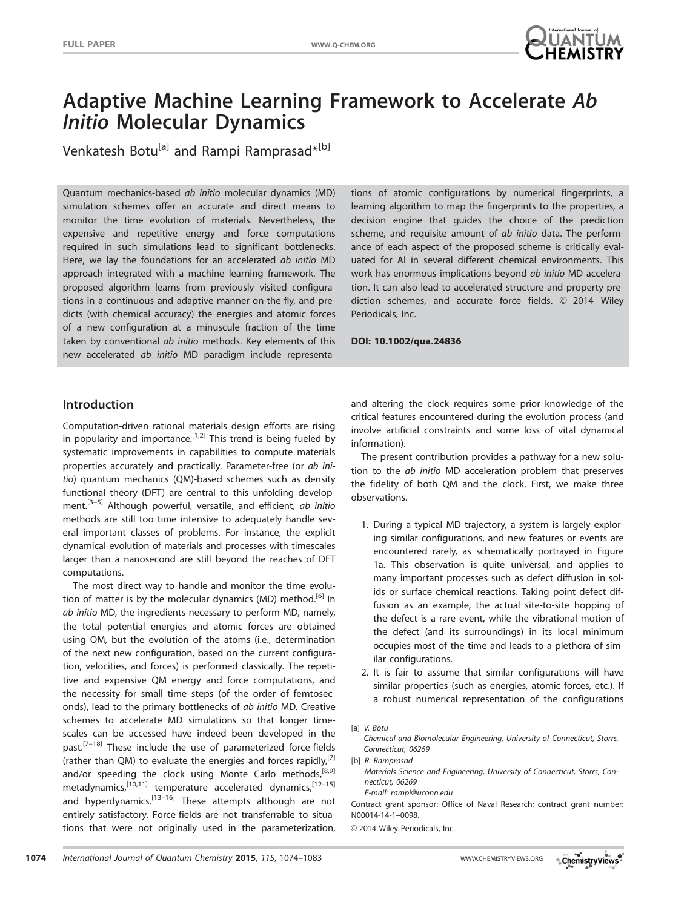# Adaptive Machine Learning Framework to Accelerate *Ab Initio* Molecular Dynamics

Venkatesh Botu[a] and Rampi Ramprasad*[b]

Quantum mechanics-based *ab initio* molecular dynamics (MD) simulation schemes offer an accurate and direct means to monitor the time evolution of materials. Nevertheless, the expensive and repetitive energy and force computations required in such simulations lead to significant bottlenecks. Here, we lay the foundations for an accelerated *ab initio* MD approach integrated with a machine learning framework. The proposed algorithm learns from previously visited configurations in a continuous and adaptive manner on-the-fly, and predicts (with chemical accuracy) the energies and atomic forces of a new configuration at a minuscule fraction of the time taken by conventional *ab initio* methods. Key elements of this new accelerated *ab initio* MD paradigm include representations of atomic configurations by numerical fingerprints, a learning algorithm to map the fingerprints to the properties, a decision engine that guides the choice of the prediction scheme, and requisite amount of *ab initio* data. The performance of each aspect of the proposed scheme is critically evaluated for Al in several different chemical environments. This work has enormous implications beyond *ab initio* MD acceleration. It can also lead to accelerated structure and property prediction schemes, and accurate force fields. © 2014 Wiley Periodicals, Inc.

**DOI: 10.1002/qua.24836**

## Introduction

Computation-driven rational materials design efforts are rising in popularity and importance.[1,2] This trend is being fueled by systematic improvements in capabilities to compute materials properties accurately and practically. Parameter-free (or *ab initio*) quantum mechanics (QM)-based schemes such as density functional theory (DFT) are central to this unfolding development.[3–5] Although powerful, versatile, and efficient, *ab initio* methods are still too time intensive to adequately handle several important classes of problems. For instance, the explicit dynamical evolution of materials and processes with timescales larger than a nanosecond are still beyond the reaches of DFT computations.

The most direct way to handle and monitor the time evolution of matter is by the molecular dynamics (MD) method.[6] In *ab initio* MD, the ingredients necessary to perform MD, namely, the total potential energies and atomic forces are obtained using QM, but the evolution of the atoms (i.e., determination of the next new configuration, based on the current configuration, velocities, and forces) is performed classically. The repetitive and expensive QM energy and force computations, and the necessity for small time steps (of the order of femtoseconds), lead to the primary bottlenecks of *ab initio* MD. Creative schemes to accelerate MD simulations so that longer timescales can be accessed have indeed been developed in the past.[7–18] These include the use of parameterized force-fields (rather than QM) to evaluate the energies and forces rapidly,[7] and/or speeding the clock using Monte Carlo methods,[8,9] metadynamics,[10,11] temperature accelerated dynamics,[12–15] and hyperdynamics.[13–16] These attempts although are not entirely satisfactory. Force-fields are not transferrable to situations that were not originally used in the parameterization, and altering the clock requires some prior knowledge of the critical features encountered during the evolution process (and involve artificial constraints and some loss of vital dynamical information).

The present contribution provides a pathway for a new solution to the *ab initio* MD acceleration problem that preserves the fidelity of both QM and the clock. First, we make three observations.

1. During a typical MD trajectory, a system is largely exploring similar configurations, and new features or events are encountered rarely, as schematically portrayed in Figure 1a. This observation is quite universal, and applies to many important processes such as defect diffusion in solids or surface chemical reactions. Taking point defect diffusion as an example, the actual site-to-site hopping of the defect is a rare event, while the vibrational motion of the defect (and its surroundings) in its local minimum occupies most of the time and leads to a plethora of similar configurations.
2. It is fair to assume that similar configurations will have similar properties (such as energies, atomic forces, etc.). If a robust numerical representation of the configurations

[a] V. Botu
Chemical and Biomolecular Engineering, University of Connecticut, Storrs, Connecticut, 06269

[b] R. Ramprasad
Materials Science and Engineering, University of Connecticut, Storrs, Connecticut, 06269
E-mail: rampi@uconn.edu

Contract grant sponsor: Office of Naval Research; contract grant number: N00014-14-1–0098.

© 2014 Wiley Periodicals, Inc.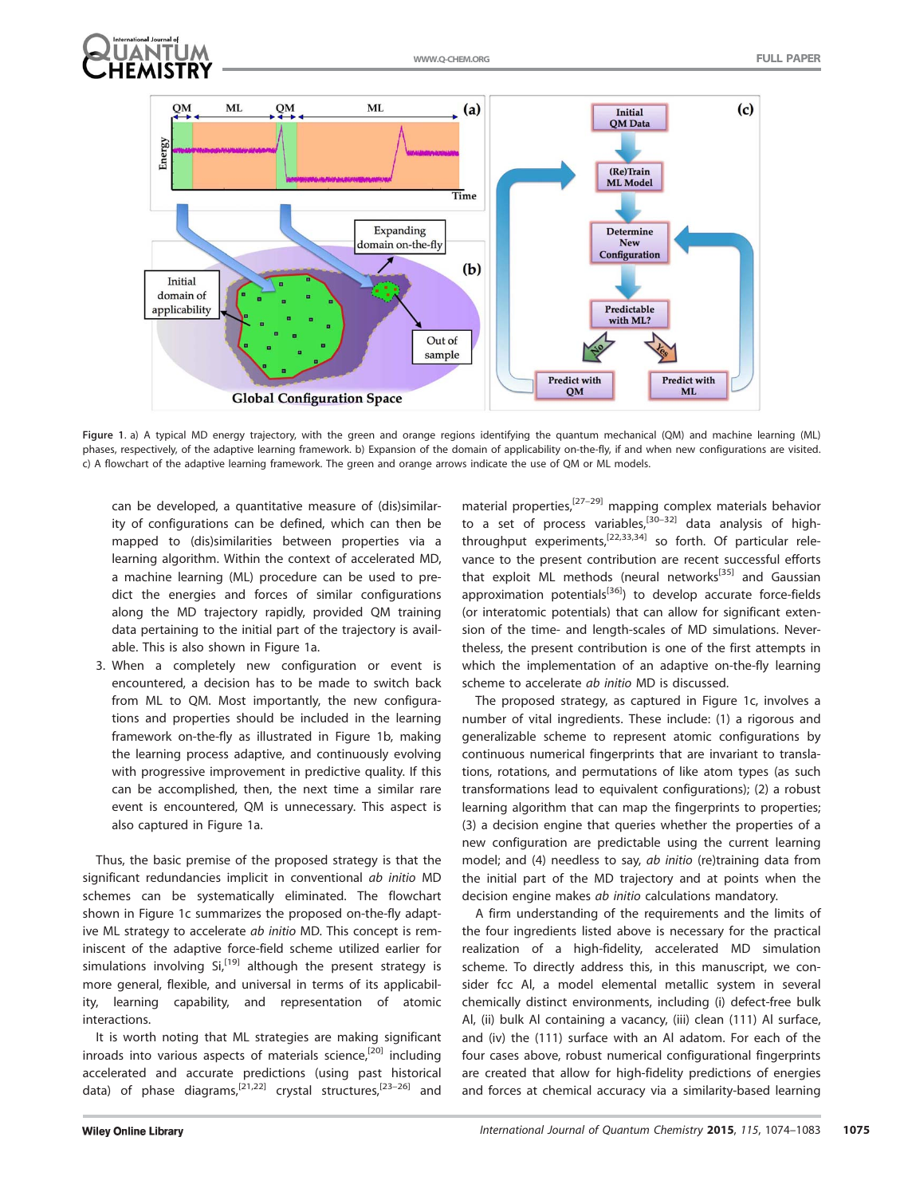Figure 1. a) A typical MD energy trajectory, with the green and orange regions identifying the quantum mechanical (QM) and machine learning (ML) phases, respectively, of the adaptive learning framework. b) Expansion of the domain of applicability on-the-fly, if and when new configurations are visited. c) A flowchart of the adaptive learning framework. The green and orange arrows indicate the use of QM or ML models.

can be developed, a quantitative measure of (dis)similarity of configurations can be defined, which can then be mapped to (dis)similarities between properties via a learning algorithm. Within the context of accelerated MD, a machine learning (ML) procedure can be used to predict the energies and forces of similar configurations along the MD trajectory rapidly, provided QM training data pertaining to the initial part of the trajectory is available. This is also shown in Figure 1a.

3. When a completely new configuration or event is encountered, a decision has to be made to switch back from ML to QM. Most importantly, the new configurations and properties should be included in the learning framework on-the-fly as illustrated in Figure 1b, making the learning process adaptive, and continuously evolving with progressive improvement in predictive quality. If this can be accomplished, then, the next time a similar rare event is encountered, QM is unnecessary. This aspect is also captured in Figure 1a.

Thus, the basic premise of the proposed strategy is that the significant redundancies implicit in conventional *ab initio* MD schemes can be systematically eliminated. The flowchart shown in Figure 1c summarizes the proposed on-the-fly adaptive ML strategy to accelerate *ab initio* MD. This concept is reminiscent of the adaptive force-field scheme utilized earlier for simulations involving Si,[19] although the present strategy is more general, flexible, and universal in terms of its applicability, learning capability, and representation of atomic interactions.

It is worth noting that ML strategies are making significant inroads into various aspects of materials science,[20] including accelerated and accurate predictions (using past historical data) of phase diagrams,[21,22] crystal structures,[23–26] and material properties,[27–29] mapping complex materials behavior to a set of process variables,[30–32] data analysis of high-throughput experiments,[22,33,34] so forth. Of particular relevance to the present contribution are recent successful efforts that exploit ML methods (neural networks[35] and Gaussian approximation potentials[36]) to develop accurate force-fields (or interatomic potentials) that can allow for significant extension of the time- and length-scales of MD simulations. Nevertheless, the present contribution is one of the first attempts in which the implementation of an adaptive on-the-fly learning scheme to accelerate *ab initio* MD is discussed.

The proposed strategy, as captured in Figure 1c, involves a number of vital ingredients. These include: (1) a rigorous and generalizable scheme to represent atomic configurations by continuous numerical fingerprints that are invariant to translations, rotations, and permutations of like atom types (as such transformations lead to equivalent configurations); (2) a robust learning algorithm that can map the fingerprints to properties; (3) a decision engine that queries whether the properties of a new configuration are predictable using the current learning model; and (4) needless to say, *ab initio* (re)training data from the initial part of the MD trajectory and at points when the decision engine makes *ab initio* calculations mandatory.

A firm understanding of the requirements and the limits of the four ingredients listed above is necessary for the practical realization of a high-fidelity, accelerated MD simulation scheme. To directly address this, in this manuscript, we consider fcc Al, a model elemental metallic system in several chemically distinct environments, including (i) defect-free bulk Al, (ii) bulk Al containing a vacancy, (iii) clean (111) Al surface, and (iv) the (111) surface with an Al adatom. For each of the four cases above, robust numerical configurational fingerprints are created that allow for high-fidelity predictions of energies and forces at chemical accuracy via a similarity-based learning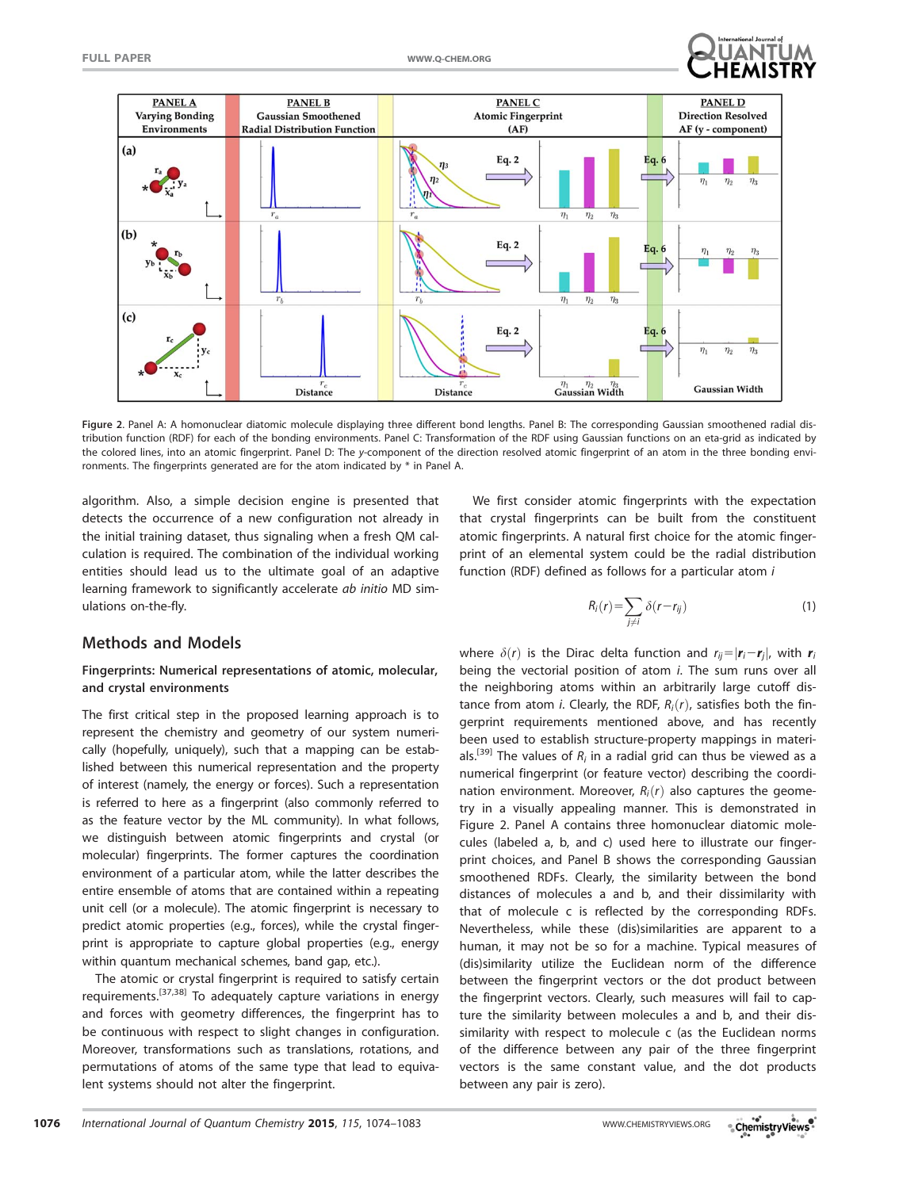Figure 2. Panel A: A homonuclear diatomic molecule displaying three different bond lengths. Panel B: The corresponding Gaussian smoothened radial distribution function (RDF) for each of the bonding environments. Panel C: Transformation of the RDF using Gaussian functions on an eta-grid as indicated by the colored lines, into an atomic fingerprint. Panel D: The $y$-component of the direction resolved atomic fingerprint of an atom in the three bonding environments. The fingerprints generated are for the atom indicated by * in Panel A.

algorithm. Also, a simple decision engine is presented that detects the occurrence of a new configuration not already in the initial training dataset, thus signaling when a fresh QM calculation is required. The combination of the individual working entities should lead us to the ultimate goal of an adaptive learning framework to significantly accelerate *ab initio* MD simulations on-the-fly.

## Methods and Models

### Fingerprints: Numerical representations of atomic, molecular, and crystal environments

The first critical step in the proposed learning approach is to represent the chemistry and geometry of our system numerically (hopefully, uniquely), such that a mapping can be established between this numerical representation and the property of interest (namely, the energy or forces). Such a representation is referred to here as a fingerprint (also commonly referred to as the feature vector by the ML community). In what follows, we distinguish between atomic fingerprints and crystal (or molecular) fingerprints. The former captures the coordination environment of a particular atom, while the latter describes the entire ensemble of atoms that are contained within a repeating unit cell (or a molecule). The atomic fingerprint is necessary to predict atomic properties (e.g., forces), while the crystal fingerprint is appropriate to capture global properties (e.g., energy within quantum mechanical schemes, band gap, etc.).

The atomic or crystal fingerprint is required to satisfy certain requirements.[37,38] To adequately capture variations in energy and forces with geometry differences, the fingerprint has to be continuous with respect to slight changes in configuration. Moreover, transformations such as translations, rotations, and permutations of atoms of the same type that lead to equivalent systems should not alter the fingerprint.

We first consider atomic fingerprints with the expectation that crystal fingerprints can be built from the constituent atomic fingerprints. A natural first choice for the atomic fingerprint of an elemental system could be the radial distribution function (RDF) defined as follows for a particular atom $i$

$$R_i(r)=\sum_{j\neq i}\delta(r-r_{ij}) \tag{1}$$

where $\delta(r)$ is the Dirac delta function and $r_{ij}=|\boldsymbol{r}_i-\boldsymbol{r}_j|$, with $\boldsymbol{r}_i$ being the vectorial position of atom $i$. The sum runs over all the neighboring atoms within an arbitrarily large cutoff distance from atom $i$. Clearly, the RDF, $R_i(r)$, satisfies both the fingerprint requirements mentioned above, and has recently been used to establish structure-property mappings in materials.[39] The values of $R_i$ in a radial grid can thus be viewed as a numerical fingerprint (or feature vector) describing the coordination environment. Moreover, $R_i(r)$ also captures the geometry in a visually appealing manner. This is demonstrated in Figure 2. Panel A contains three homonuclear diatomic molecules (labeled a, b, and c) used here to illustrate our fingerprint choices, and Panel B shows the corresponding Gaussian smoothened RDFs. Clearly, the similarity between the bond distances of molecules a and b, and their dissimilarity with that of molecule c is reflected by the corresponding RDFs. Nevertheless, while these (dis)similarities are apparent to a human, it may not be so for a machine. Typical measures of (dis)similarity utilize the Euclidean norm of the difference between the fingerprint vectors or the dot product between the fingerprint vectors. Clearly, such measures will fail to capture the similarity between molecules a and b, and their dissimilarity with respect to molecule c (as the Euclidean norms of the difference between any pair of the three fingerprint vectors is the same constant value, and the dot products between any pair is zero).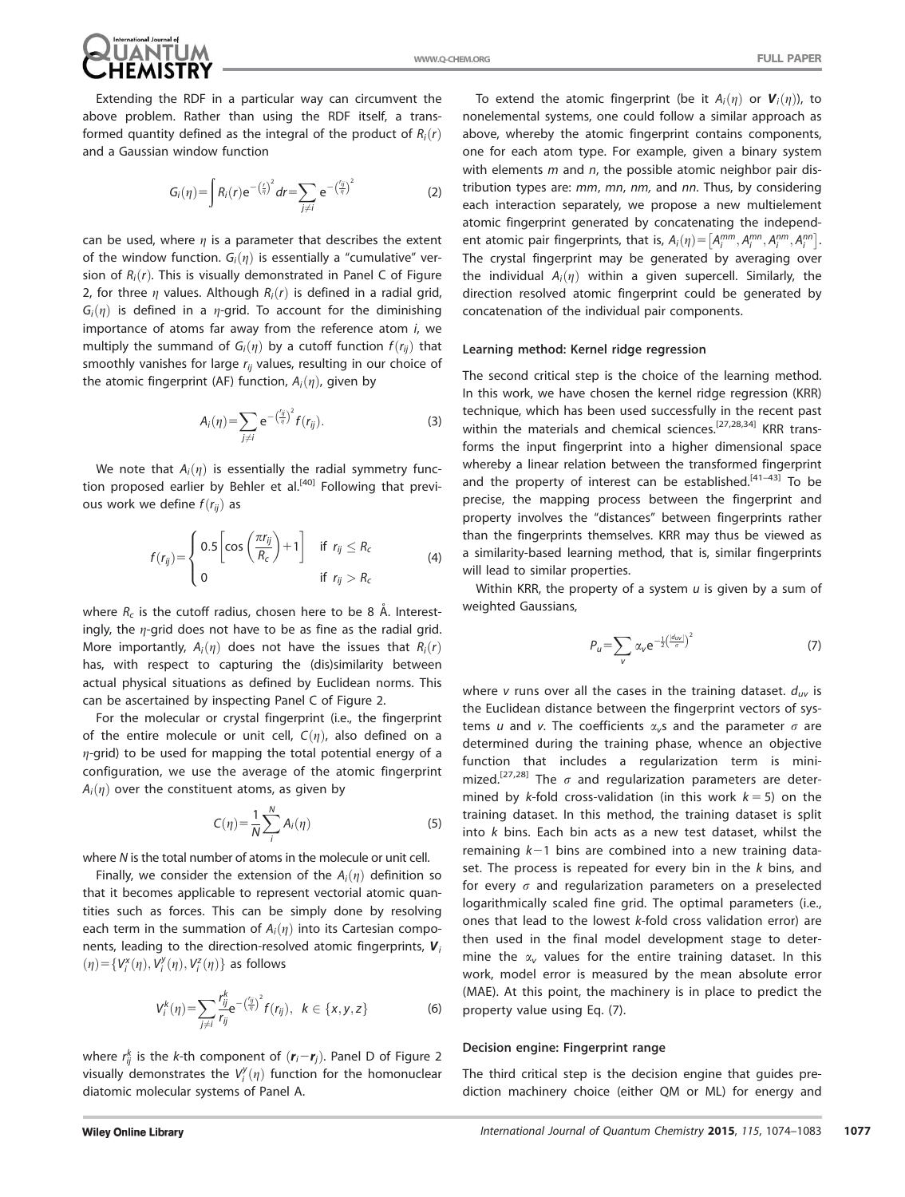Extending the RDF in a particular way can circumvent the above problem. Rather than using the RDF itself, a transformed quantity defined as the integral of the product of $R_i(r)$ and a Gaussian window function

$$G_i(\eta)=\int R_i(r)e^{-\left(\frac{r}{\eta}\right)^2}dr=\sum_{j\neq i} e^{-\left(\frac{r_{ij}}{\eta}\right)^2} \tag{2}$$

can be used, where $\eta$ is a parameter that describes the extent of the window function. $G_i(\eta)$ is essentially a "cumulative" version of $R_i(r)$. This is visually demonstrated in Panel C of Figure 2, for three $\eta$ values. Although $R_i(r)$ is defined in a radial grid, $G_i(\eta)$ is defined in a $\eta$-grid. To account for the diminishing importance of atoms far away from the reference atom $i$, we multiply the summand of $G_i(\eta)$ by a cutoff function $f(r_{ij})$ that smoothly vanishes for large $r_{ij}$ values, resulting in our choice of the atomic fingerprint (AF) function, $A_i(\eta)$, given by

$$A_i(\eta)=\sum_{j\neq i} e^{-\left(\frac{r_{ij}}{\eta}\right)^2} f(r_{ij}). \tag{3}$$

We note that $A_i(\eta)$ is essentially the radial symmetry function proposed earlier by Behler et al.[40] Following that previous work we define $f(r_{ij})$ as

$$f(r_{ij})=\begin{cases} 0.5\left[\cos\left(\frac{\pi r_{ij}}{R_c}\right)+1\right] & \text{if } r_{ij}\leq R_c \\ 0 & \text{if } r_{ij}>R_c \end{cases} \tag{4}$$

where $R_c$ is the cutoff radius, chosen here to be 8 Å. Interestingly, the $\eta$-grid does not have to be as fine as the radial grid. More importantly, $A_i(\eta)$ does not have the issues that $R_i(r)$ has, with respect to capturing the (dis)similarity between actual physical situations as defined by Euclidean norms. This can be ascertained by inspecting Panel C of Figure 2.

For the molecular or crystal fingerprint (i.e., the fingerprint of the entire molecule or unit cell, $C(\eta)$, also defined on a $\eta$-grid) to be used for mapping the total potential energy of a configuration, we use the average of the atomic fingerprint $A_i(\eta)$ over the constituent atoms, as given by

$$C(\eta)=\frac{1}{N}\sum_{i}^{N} A_i(\eta) \tag{5}$$

where $N$ is the total number of atoms in the molecule or unit cell.

Finally, we consider the extension of the $A_i(\eta)$ definition so that it becomes applicable to represent vectorial atomic quantities such as forces. This can be simply done by resolving each term in the summation of $A_i(\eta)$ into its Cartesian components, leading to the direction-resolved atomic fingerprints, $\mathbf{V}_i(\eta)=\{V_i^x(\eta),V_i^y(\eta),V_i^z(\eta)\}$ as follows

$$V_i^k(\eta)=\sum_{j\neq i}\frac{r_{ij}^k}{r_{ij}} e^{-\left(\frac{r_{ij}}{\eta}\right)^2} f(r_{ij}),\quad k\in\{x,y,z\} \tag{6}$$

where $r_{ij}^k$ is the $k$-th component of $(\mathbf{r}_i-\mathbf{r}_j)$. Panel D of Figure 2 visually demonstrates the $V_i^y(\eta)$ function for the homonuclear diatomic molecular systems of Panel A.

To extend the atomic fingerprint (be it $A_i(\eta)$ or $\mathbf{V}_i(\eta)$), to nonelemental systems, one could follow a similar approach as above, whereby the atomic fingerprint contains components, one for each atom type. For example, given a binary system with elements $m$ and $n$, the possible atomic neighbor pair distribution types are: $mm$, $mn$, $nm$, and $nn$. Thus, by considering each interaction separately, we propose a new multielement atomic fingerprint generated by concatenating the independent atomic pair fingerprints, that is, $A_i(\eta)=\left[A_i^{mm},A_i^{mn},A_i^{nm},A_i^{nn}\right]$. The crystal fingerprint may be generated by averaging over the individual $A_i(\eta)$ within a given supercell. Similarly, the direction resolved atomic fingerprint could be generated by concatenation of the individual pair components.

### Learning method: Kernel ridge regression

The second critical step is the choice of the learning method. In this work, we have chosen the kernel ridge regression (KRR) technique, which has been used successfully in the recent past within the materials and chemical sciences.[27,28,34] KRR transforms the input fingerprint into a higher dimensional space whereby a linear relation between the transformed fingerprint and the property of interest can be established.[41–43] To be precise, the mapping process between the fingerprint and property involves the "distances" between fingerprints rather than the fingerprints themselves. KRR may thus be viewed as a similarity-based learning method, that is, similar fingerprints will lead to similar properties.

Within KRR, the property of a system $u$ is given by a sum of weighted Gaussians,

$$P_u=\sum_{v}\alpha_v e^{-\frac{1}{2}\left(\frac{d_{uv}}{\sigma}\right)^2} \tag{7}$$

where $v$ runs over all the cases in the training dataset. $d_{uv}$ is the Euclidean distance between the fingerprint vectors of systems $u$ and $v$. The coefficients $\alpha_v$s and the parameter $\sigma$ are determined during the training phase, whence an objective function that includes a regularization term is minimized.[27,28] The $\sigma$ and regularization parameters are determined by $k$-fold cross-validation (in this work $k=5$) on the training dataset. In this method, the training dataset is split into $k$ bins. Each bin acts as a new test dataset, whilst the remaining $k-1$ bins are combined into a new training dataset. The process is repeated for every bin in the $k$ bins, and for every $\sigma$ and regularization parameters on a preselected logarithmically scaled fine grid. The optimal parameters (i.e., ones that lead to the lowest $k$-fold cross validation error) are then used in the final model development stage to determine the $\alpha_v$ values for the entire training dataset. In this work, model error is measured by the mean absolute error (MAE). At this point, the machinery is in place to predict the property value using Eq. (7).

### Decision engine: Fingerprint range

The third critical step is the decision engine that guides prediction machinery choice (either QM or ML) for energy and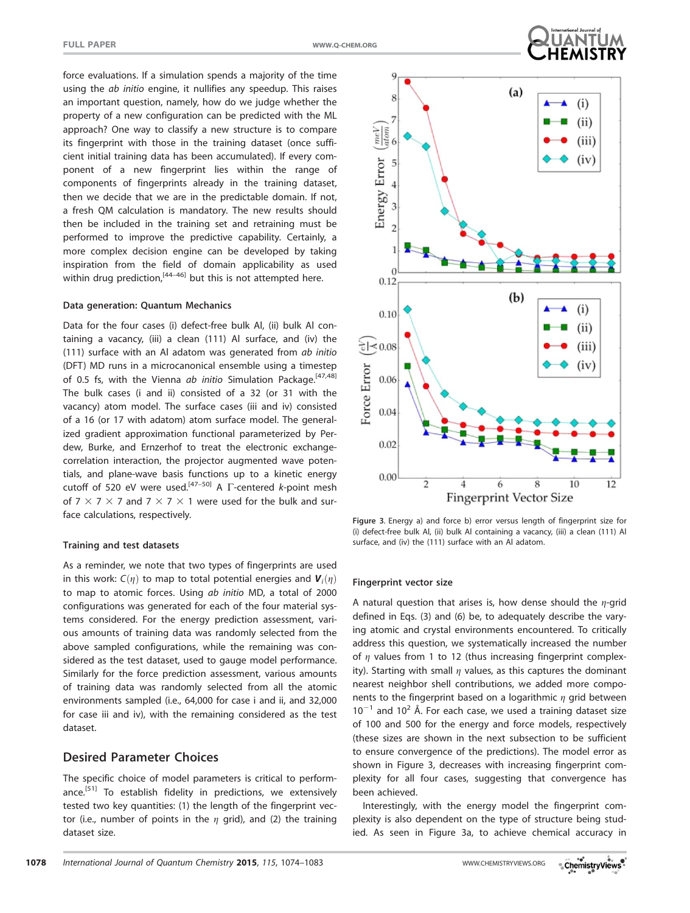force evaluations. If a simulation spends a majority of the time using the *ab initio* engine, it nullifies any speedup. This raises an important question, namely, how do we judge whether the property of a new configuration can be predicted with the ML approach? One way to classify a new structure is to compare its fingerprint with those in the training dataset (once sufficient initial training data has been accumulated). If every component of a new fingerprint lies within the range of components of fingerprints already in the training dataset, then we decide that we are in the predictable domain. If not, a fresh QM calculation is mandatory. The new results should then be included in the training set and retraining must be performed to improve the predictive capability. Certainly, a more complex decision engine can be developed by taking inspiration from the field of domain applicability as used within drug prediction,[44–46] but this is not attempted here.

### Data generation: Quantum Mechanics

Data for the four cases (i) defect-free bulk Al, (ii) bulk Al containing a vacancy, (iii) a clean (111) Al surface, and (iv) the (111) surface with an Al adatom was generated from *ab initio* (DFT) MD runs in a microcanonical ensemble using a timestep of 0.5 fs, with the Vienna *ab initio* Simulation Package.[47,48] The bulk cases (i and ii) consisted of a 32 (or 31 with the vacancy) atom model. The surface cases (iii and iv) consisted of a 16 (or 17 with adatom) atom surface model. The generalized gradient approximation functional parameterized by Perdew, Burke, and Ernzerhof to treat the electronic exchange-correlation interaction, the projector augmented wave potentials, and plane-wave basis functions up to a kinetic energy cutoff of 520 eV were used.[47–50] A Γ-centered *k*-point mesh of 7 × 7 × 7 and 7 × 7 × 1 were used for the bulk and surface calculations, respectively.

### Training and test datasets

As a reminder, we note that two types of fingerprints are used in this work: $C(\eta)$ to map to total potential energies and $\mathbf{V}_i(\eta)$ to map to atomic forces. Using *ab initio* MD, a total of 2000 configurations was generated for each of the four material systems considered. For the energy prediction assessment, various amounts of training data was randomly selected from the above sampled configurations, while the remaining was considered as the test dataset, used to gauge model performance. Similarly for the force prediction assessment, various amounts of training data was randomly selected from all the atomic environments sampled (i.e., 64,000 for case i and ii, and 32,000 for case iii and iv), with the remaining considered as the test dataset.

## Desired Parameter Choices

The specific choice of model parameters is critical to performance.[51] To establish fidelity in predictions, we extensively tested two key quantities: (1) the length of the fingerprint vector (i.e., number of points in the $\eta$ grid), and (2) the training dataset size.

Figure 3. Energy a) and force b) error versus length of fingerprint size for (i) defect-free bulk Al, (ii) bulk Al containing a vacancy, (iii) a clean (111) Al surface, and (iv) the (111) surface with an Al adatom.

### Fingerprint vector size

A natural question that arises is, how dense should the $\eta$-grid defined in Eqs. (3) and (6) be, to adequately describe the varying atomic and crystal environments encountered. To critically address this question, we systematically increased the number of $\eta$ values from 1 to 12 (thus increasing fingerprint complexity). Starting with small $\eta$ values, as this captures the dominant nearest neighbor shell contributions, we added more components to the fingerprint based on a logarithmic $\eta$ grid between $10^{-1}$ and $10^{2}$ Å. For each case, we used a training dataset size of 100 and 500 for the energy and force models, respectively (these sizes are shown in the next subsection to be sufficient to ensure convergence of the predictions). The model error as shown in Figure 3, decreases with increasing fingerprint complexity for all four cases, suggesting that convergence has been achieved.

Interestingly, with the energy model the fingerprint complexity is also dependent on the type of structure being studied. As seen in Figure 3a, to achieve chemical accuracy in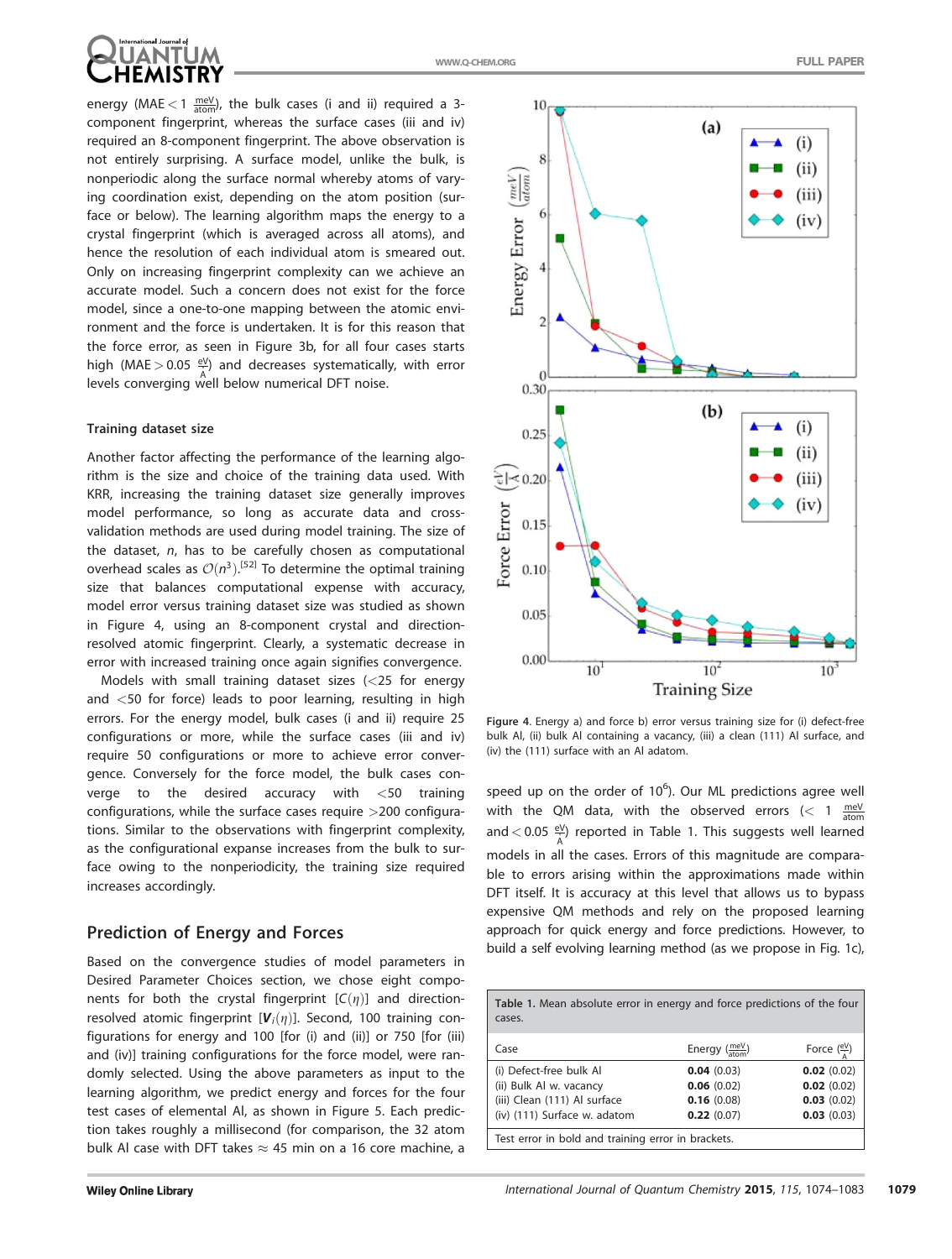energy (MAE < 1 $\frac{meV}{atom}$), the bulk cases (i and ii) required a 3-component fingerprint, whereas the surface cases (iii and iv) required an 8-component fingerprint. The above observation is not entirely surprising. A surface model, unlike the bulk, is nonperiodic along the surface normal whereby atoms of varying coordination exist, depending on the atom position (surface or below). The learning algorithm maps the energy to a crystal fingerprint (which is averaged across all atoms), and hence the resolution of each individual atom is smeared out. Only on increasing fingerprint complexity can we achieve an accurate model. Such a concern does not exist for the force model, since a one-to-one mapping between the atomic environment and the force is undertaken. It is for this reason that the force error, as seen in Figure 3b, for all four cases starts high (MAE > 0.05 $\frac{eV}{Å}$) and decreases systematically, with error levels converging well below numerical DFT noise.

### Training dataset size

Another factor affecting the performance of the learning algorithm is the size and choice of the training data used. With KRR, increasing the training dataset size generally improves model performance, so long as accurate data and cross-validation methods are used during model training. The size of the dataset, $n$, has to be carefully chosen as computational overhead scales as $\mathcal{O}(n^3)$.[52] To determine the optimal training size that balances computational expense with accuracy, model error versus training dataset size was studied as shown in Figure 4, using an 8-component crystal and direction-resolved atomic fingerprint. Clearly, a systematic decrease in error with increased training once again signifies convergence.

Models with small training dataset sizes (<25 for energy and <50 for force) leads to poor learning, resulting in high errors. For the energy model, bulk cases (i and ii) require 25 configurations or more, while the surface cases (iii and iv) require 50 configurations or more to achieve error convergence. Conversely for the force model, the bulk cases converge to the desired accuracy with <50 training configurations, while the surface cases require >200 configurations. Similar to the observations with fingerprint complexity, as the configurational expanse increases from the bulk to surface owing to the nonperiodicity, the training size required increases accordingly.

Figure 4. Energy a) and force b) error versus training size for (i) defect-free bulk Al, (ii) bulk Al containing a vacancy, (iii) a clean (111) Al surface, and (iv) the (111) surface with an Al adatom.

## Prediction of Energy and Forces

Based on the convergence studies of model parameters in Desired Parameter Choices section, we chose eight components for both the crystal fingerprint [$C(\eta)$] and direction-resolved atomic fingerprint [$\boldsymbol{V}_i(\eta)$]. Second, 100 training configurations for energy and 100 [for (i) and (ii)] or 750 [for (iii) and (iv)] training configurations for the force model, were randomly selected. Using the above parameters as input to the learning algorithm, we predict energy and forces for the four test cases of elemental Al, as shown in Figure 5. Each prediction takes roughly a millisecond (for comparison, the 32 atom bulk Al case with DFT takes ≈ 45 min on a 16 core machine, a speed up on the order of $10^6$). Our ML predictions agree well with the QM data, with the observed errors (< 1 $\frac{meV}{atom}$ and < 0.05 $\frac{eV}{Å}$) reported in Table 1. This suggests well learned models in all the cases. Errors of this magnitude are comparable to errors arising within the approximations made within DFT itself. It is accuracy at this level that allows us to bypass expensive QM methods and rely on the proposed learning approach for quick energy and force predictions. However, to build a self evolving learning method (as we propose in Fig. 1c),

Table 1. Mean absolute error in energy and force predictions of the four cases.

| Case | Energy ($\frac{meV}{atom}$) | Force ($\frac{eV}{Å}$) |
|---|---|---|
| (i) Defect-free bulk Al | **0.04** (0.03) | **0.02** (0.02) |
| (ii) Bulk Al w. vacancy | **0.06** (0.02) | **0.02** (0.02) |
| (iii) Clean (111) Al surface | **0.16** (0.08) | **0.03** (0.02) |
| (iv) (111) Surface w. adatom | **0.22** (0.07) | **0.03** (0.03) |

Test error in bold and training error in brackets.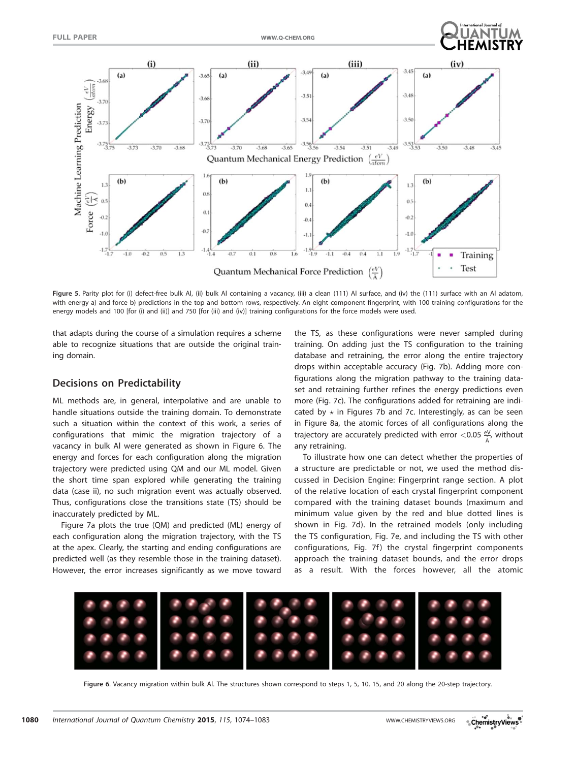Figure 5. Parity plot for (i) defect-free bulk Al, (ii) bulk Al containing a vacancy, (iii) a clean (111) Al surface, and (iv) the (111) surface with an Al adatom, with energy a) and force b) predictions in the top and bottom rows, respectively. An eight component fingerprint, with 100 training configurations for the energy models and 100 [for (i) and (ii)] and 750 [for (iii) and (iv)] training configurations for the force models were used.

that adapts during the course of a simulation requires a scheme able to recognize situations that are outside the original training domain.

## Decisions on Predictability

ML methods are, in general, interpolative and are unable to handle situations outside the training domain. To demonstrate such a situation within the context of this work, a series of configurations that mimic the migration trajectory of a vacancy in bulk Al were generated as shown in Figure 6. The energy and forces for each configuration along the migration trajectory were predicted using QM and our ML model. Given the short time span explored while generating the training data (case ii), no such migration event was actually observed. Thus, configurations close the transitions state (TS) should be inaccurately predicted by ML.

Figure 7a plots the true (QM) and predicted (ML) energy of each configuration along the migration trajectory, with the TS at the apex. Clearly, the starting and ending configurations are predicted well (as they resemble those in the training dataset). However, the error increases significantly as we move toward the TS, as these configurations were never sampled during training. On adding just the TS configuration to the training database and retraining, the error along the entire trajectory drops within acceptable accuracy (Fig. 7b). Adding more configurations along the migration pathway to the training dataset and retraining further refines the energy predictions even more (Fig. 7c). The configurations added for retraining are indicated by $\star$ in Figures 7b and 7c. Interestingly, as can be seen in Figure 8a, the atomic forces of all configurations along the trajectory are accurately predicted with error $<0.05\ \frac{\text{eV}}{\text{Å}}$, without any retraining.

To illustrate how one can detect whether the properties of a structure are predictable or not, we used the method discussed in Decision Engine: Fingerprint range section. A plot of the relative location of each crystal fingerprint component compared with the training dataset bounds (maximum and minimum value given by the red and blue dotted lines is shown in Fig. 7d). In the retrained models (only including the TS configuration, Fig. 7e, and including the TS with other configurations, Fig. 7f) the crystal fingerprint components approach the training dataset bounds, and the error drops as a result. With the forces however, all the atomic

Figure 6. Vacancy migration within bulk Al. The structures shown correspond to steps 1, 5, 10, 15, and 20 along the 20-step trajectory.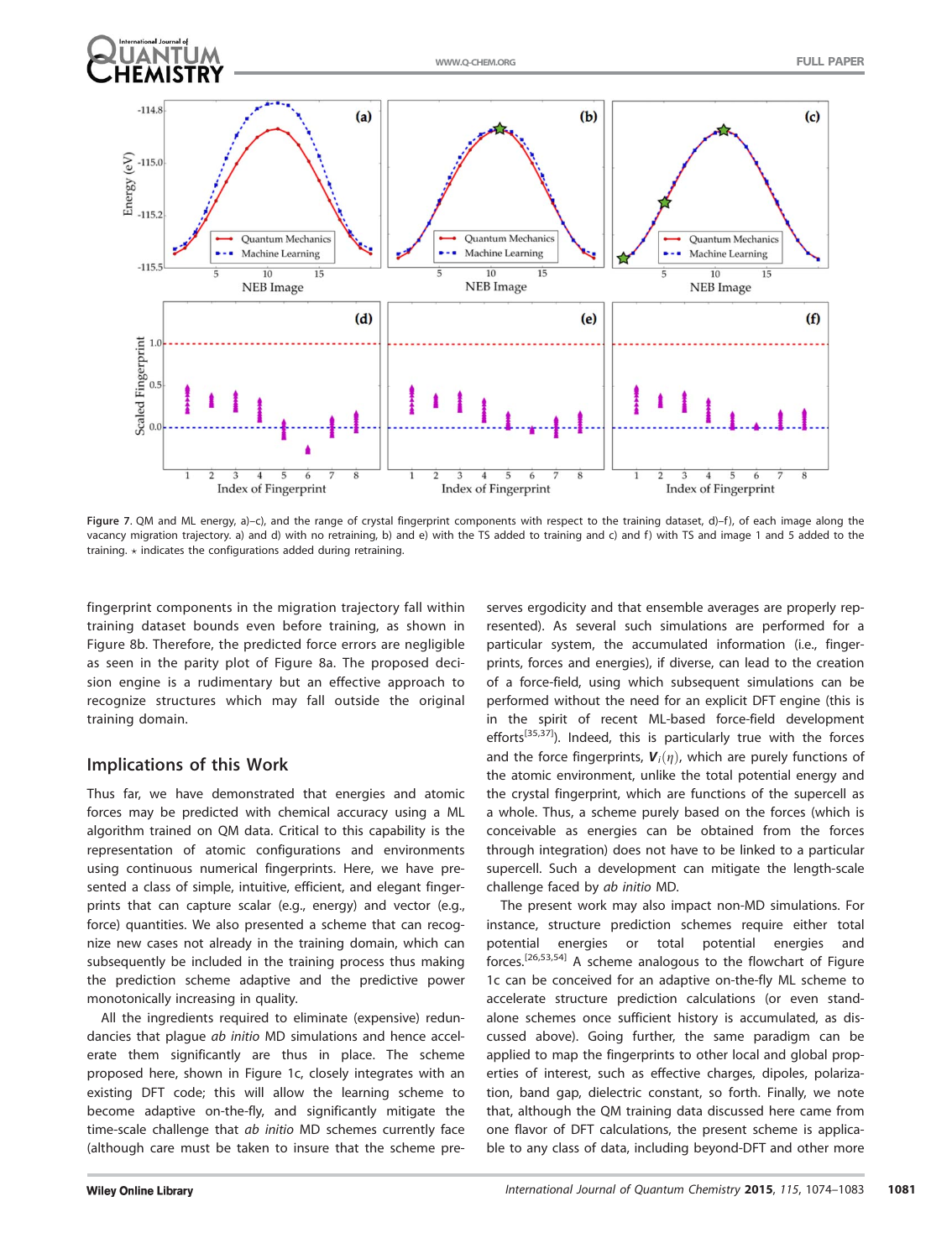Figure 7. QM and ML energy, a)–c), and the range of crystal fingerprint components with respect to the training dataset, d)–f), of each image along the vacancy migration trajectory. a) and d) with no retraining, b) and e) with the TS added to training and c) and f) with TS and image 1 and 5 added to the training. ⋆ indicates the configurations added during retraining.

fingerprint components in the migration trajectory fall within training dataset bounds even before training, as shown in Figure 8b. Therefore, the predicted force errors are negligible as seen in the parity plot of Figure 8a. The proposed decision engine is a rudimentary but an effective approach to recognize structures which may fall outside the original training domain.

## Implications of this Work

Thus far, we have demonstrated that energies and atomic forces may be predicted with chemical accuracy using a ML algorithm trained on QM data. Critical to this capability is the representation of atomic configurations and environments using continuous numerical fingerprints. Here, we have presented a class of simple, intuitive, efficient, and elegant fingerprints that can capture scalar (e.g., energy) and vector (e.g., force) quantities. We also presented a scheme that can recognize new cases not already in the training domain, which can subsequently be included in the training process thus making the prediction scheme adaptive and the predictive power monotonically increasing in quality.

All the ingredients required to eliminate (expensive) redundancies that plague *ab initio* MD simulations and hence accelerate them significantly are thus in place. The scheme proposed here, shown in Figure 1c, closely integrates with an existing DFT code; this will allow the learning scheme to become adaptive on-the-fly, and significantly mitigate the time-scale challenge that *ab initio* MD schemes currently face (although care must be taken to insure that the scheme preserves ergodicity and that ensemble averages are properly represented). As several such simulations are performed for a particular system, the accumulated information (i.e., fingerprints, forces and energies), if diverse, can lead to the creation of a force-field, using which subsequent simulations can be performed without the need for an explicit DFT engine (this is in the spirit of recent ML-based force-field development efforts[35,37]). Indeed, this is particularly true with the forces and the force fingerprints, $\boldsymbol{V}_i(\eta)$, which are purely functions of the atomic environment, unlike the total potential energy and the crystal fingerprint, which are functions of the supercell as a whole. Thus, a scheme purely based on the forces (which is conceivable as energies can be obtained from the forces through integration) does not have to be linked to a particular supercell. Such a development can mitigate the length-scale challenge faced by *ab initio* MD.

The present work may also impact non-MD simulations. For instance, structure prediction schemes require either total potential energies or total potential energies and forces.[26,53,54] A scheme analogous to the flowchart of Figure 1c can be conceived for an adaptive on-the-fly ML scheme to accelerate structure prediction calculations (or even standalone schemes once sufficient history is accumulated, as discussed above). Going further, the same paradigm can be applied to map the fingerprints to other local and global properties of interest, such as effective charges, dipoles, polarization, band gap, dielectric constant, so forth. Finally, we note that, although the QM training data discussed here came from one flavor of DFT calculations, the present scheme is applicable to any class of data, including beyond-DFT and other more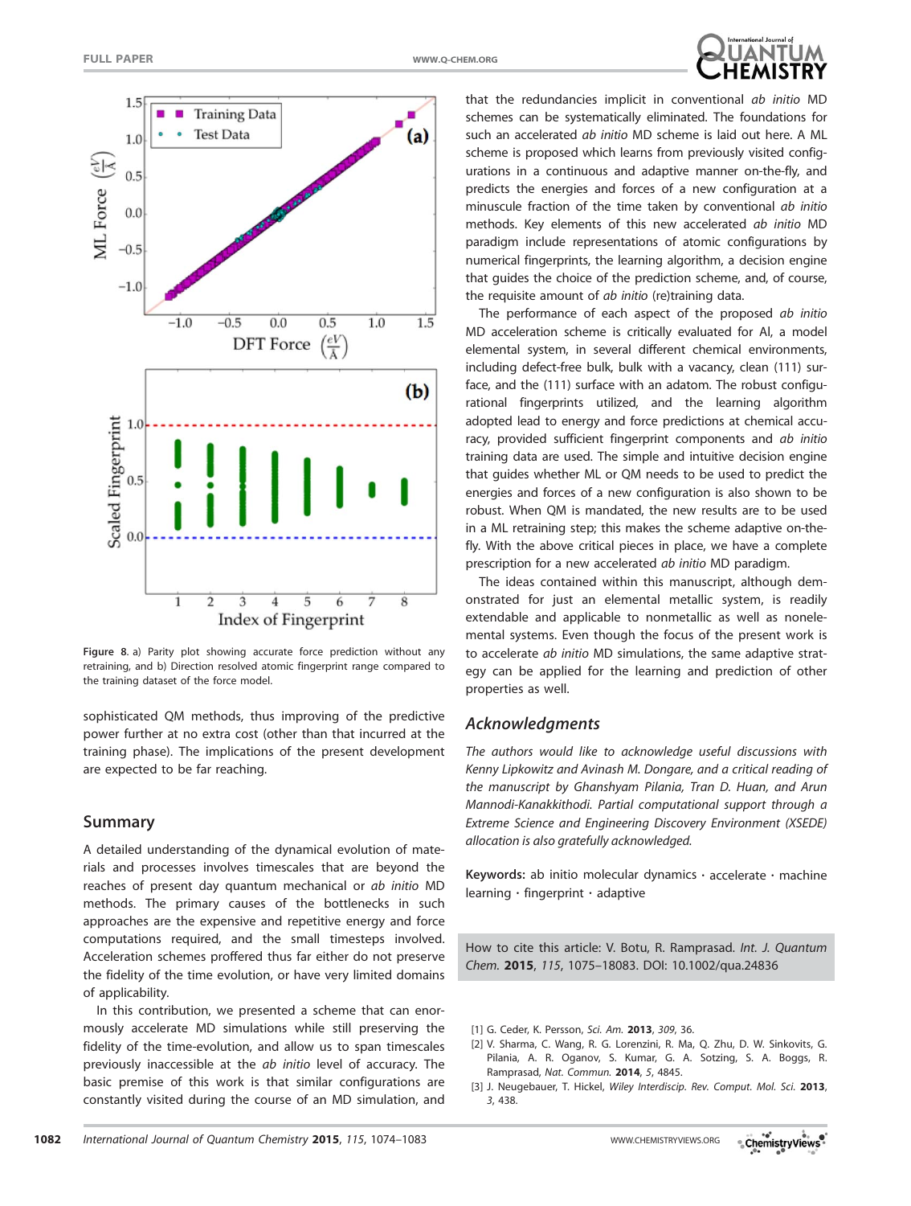Figure 8. a) Parity plot showing accurate force prediction without any retraining, and b) Direction resolved atomic fingerprint range compared to the training dataset of the force model.

sophisticated QM methods, thus improving of the predictive power further at no extra cost (other than that incurred at the training phase). The implications of the present development are expected to be far reaching.

## Summary

A detailed understanding of the dynamical evolution of materials and processes involves timescales that are beyond the reaches of present day quantum mechanical or *ab initio* MD methods. The primary causes of the bottlenecks in such approaches are the expensive and repetitive energy and force computations required, and the small timesteps involved. Acceleration schemes proffered thus far either do not preserve the fidelity of the time evolution, or have very limited domains of applicability.

In this contribution, we presented a scheme that can enormously accelerate MD simulations while still preserving the fidelity of the time-evolution, and allow us to span timescales previously inaccessible at the *ab initio* level of accuracy. The basic premise of this work is that similar configurations are constantly visited during the course of an MD simulation, and that the redundancies implicit in conventional *ab initio* MD schemes can be systematically eliminated. The foundations for such an accelerated *ab initio* MD scheme is laid out here. A ML scheme is proposed which learns from previously visited configurations in a continuous and adaptive manner on-the-fly, and predicts the energies and forces of a new configuration at a minuscule fraction of the time taken by conventional *ab initio* methods. Key elements of this new accelerated *ab initio* MD paradigm include representations of atomic configurations by numerical fingerprints, the learning algorithm, a decision engine that guides the choice of the prediction scheme, and, of course, the requisite amount of *ab initio* (re)training data.

The performance of each aspect of the proposed *ab initio* MD acceleration scheme is critically evaluated for Al, a model elemental system, in several different chemical environments, including defect-free bulk, bulk with a vacancy, clean (111) surface, and the (111) surface with an adatom. The robust configurational fingerprints utilized, and the learning algorithm adopted lead to energy and force predictions at chemical accuracy, provided sufficient fingerprint components and *ab initio* training data are used. The simple and intuitive decision engine that guides whether ML or QM needs to be used to predict the energies and forces of a new configuration is also shown to be robust. When QM is mandated, the new results are to be used in a ML retraining step; this makes the scheme adaptive on-the-fly. With the above critical pieces in place, we have a complete prescription for a new accelerated *ab initio* MD paradigm.

The ideas contained within this manuscript, although demonstrated for just an elemental metallic system, is readily extendable and applicable to nonmetallic as well as nonelemental systems. Even though the focus of the present work is to accelerate *ab initio* MD simulations, the same adaptive strategy can be applied for the learning and prediction of other properties as well.

## Acknowledgments

*The authors would like to acknowledge useful discussions with Kenny Lipkowitz and Avinash M. Dongare, and a critical reading of the manuscript by Ghanshyam Pilania, Tran D. Huan, and Arun Mannodi-Kanakkithodi. Partial computational support through a Extreme Science and Engineering Discovery Environment (XSEDE) allocation is also gratefully acknowledged.*

**Keywords:** ab initio molecular dynamics · accelerate · machine learning · fingerprint · adaptive

How to cite this article: V. Botu, R. Ramprasad. *Int. J. Quantum Chem.* **2015**, *115*, 1075–18083. DOI: 10.1002/qua.24836

[1] G. Ceder, K. Persson, *Sci. Am.* **2013**, *309*, 36.
[2] V. Sharma, C. Wang, R. G. Lorenzini, R. Ma, Q. Zhu, D. W. Sinkovits, G. Pilania, A. R. Oganov, S. Kumar, G. A. Sotzing, S. A. Boggs, R. Ramprasad, *Nat. Commun.* **2014**, *5*, 4845.
[3] J. Neugebauer, T. Hickel, *Wiley Interdiscip. Rev. Comput. Mol. Sci.* **2013**, *3*, 438.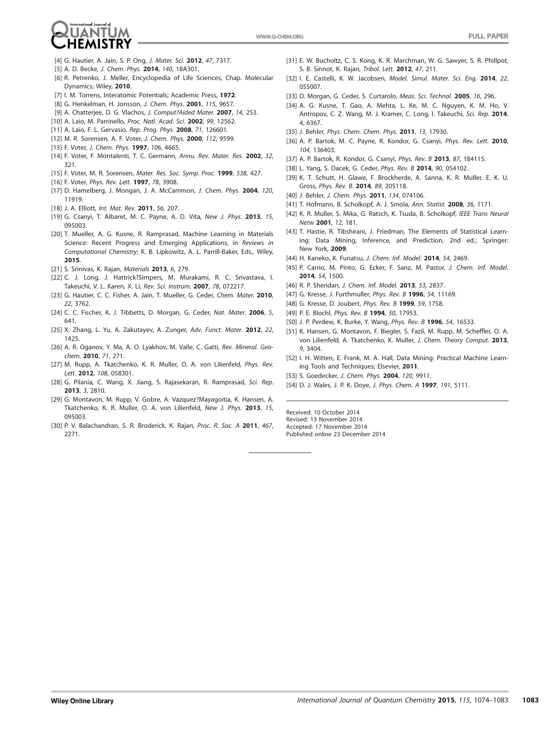[4] G. Hautier, A. Jain, S. P. Ong, *J. Mater. Sci.* **2012**, *47*, 7317.

[5] A. D. Becke, *J. Chem. Phys.* **2014**, *140*, 18A301.

[6] R. Petrenko, J. Meller, Encyclopedia of Life Sciences, Chap. Molecular Dynamics; Wiley, **2010**.

[7] I. M. Torrens, Interatomic Potentials; Academic Press, **1972**.

[8] G. Henkelman, H. Jonsson, *J. Chem. Phys.* **2001**, *115*, 9657.

[9] A. Chatterjee, D. G. Vlachos, *J. Comput?Aided Mater.* **2007**, *14*, 253.

[10] A. Laio, M. Parrinello, *Proc. Natl. Acad. Sci.* **2002**, *99*, 12562.

[11] A. Laio, F. L. Gervasio, *Rep. Prog. Phys.* **2008**, *71*, 126601.

[12] M. R. Sorensen, A. F. Voter, *J. Chem. Phys.* **2000**, *112*, 9599.

[13] F. Voter, *J. Chem. Phys.* **1997**, *106*, 4665.

[14] F. Voter, F. Montalenti, T. C. Germann, *Annu. Rev. Mater. Res.* **2002**, *32*, 321.

[15] F. Voter, M. R. Sorensen, *Mater. Res. Soc. Symp. Proc.* **1999**, *538*, 427.

[16] F. Voter, *Phys. Rev. Lett.* **1997**, *78*, 3908.

[17] D. Hamelberg, J. Mongan, J. A. McCammon, *J. Chem. Phys.* **2004**, *120*, 11919.

[18] J. A. Elliott, *Int. Mat. Rev.* **2011**, *56*, 207.

[19] G. Csanyi, T. Albaret, M. C. Payne, A. D. Vita, *New J. Phys.* **2013**, *15*, 095003.

[20] T. Mueller, A. G. Kusne, R. Ramprasad, Machine Learning in Materials Science: Recent Progress and Emerging Applications, in *Reviews in Computational Chemistry*; K. B. Lipkowitz, A. L. Parrill-Baker, Eds., Wiley, **2015**.

[21] S. Srinivas, K. Rajan, *Materials* **2013**, *6*, 279.

[22] C. J. Long, J. Hattrick?Simpers, M. Murakami, R. C. Srivastava, I. Takeuchi, V. L. Karen, X. Li, *Rev. Sci. Instrum.* **2007**, *78*, 072217.

[23] G. Hautier, C. C. Fisher, A. Jain, T. Mueller, G. Ceder, *Chem. Mater.* **2010**, *22*, 3762.

[24] C. C. Fischer, K. J. Tibbetts, D. Morgan, G. Ceder, *Nat. Mater.* **2006**, *5*, 641.

[25] X. Zhang, L. Yu, A. Zakutayev, A. Zunger, *Adv. Funct. Mater.* **2012**, *22*, 1425.

[26] A. R. Oganov, Y. Ma, A. O. Lyakhov, M. Valle, C. Gatti, *Rev. Mineral. Geochem.* **2010**, *71*, 271.

[27] M. Rupp, A. Tkatchenko, K. R. Muller, O. A. von Lilienfeld, *Phys. Rev. Lett.* **2012**, *108*, 058301.

[28] G. Pilania, C. Wang, X. Jiang, S. Rajasekaran, R. Ramprasad, *Sci. Rep.* **2013**, *3*, 2810.

[29] G. Montavon, M. Rupp, V. Gobre, A. Vazquez?Mayagoitia, K. Hansen, A. Tkatchenko, K. R. Muller, O. A. von Lilienfeld, *New J. Phys.* **2013**, *15*, 095003.

[30] P. V. Balachandran, S. R. Broderick, K. Rajan, *Proc. R. Soc. A* **2011**, *467*, 2271.

[31] E. W. Bucholtz, C. S. Kong, K. R. Marchman, W. G. Sawyer, S. R. Phillpot, S. B. Sinnot, K. Rajan, *Tribol. Lett.* **2012**, *47*, 211.

[32] I. E. Castelli, K. W. Jacobsen, *Model. Simul. Mater. Sci. Eng.* **2014**, *22*, 055007.

[33] D. Morgan, G. Ceder, S. Curtarolo, *Meas. Sci. Technol.* **2005**, *16*, 296.

[34] A. G. Kusne, T. Gao, A. Mehta, L. Ke, M. C. Nguyen, K. M. Ho, V. Antropov, C. Z. Wang, M. J. Kramer, C. Long, I. Takeuchi, *Sci. Rep.* **2014**, *4*, 6367.

[35] J. Behler, *Phys. Chem. Chem. Phys.* **2011**, *13*, 17930.

[36] A. P. Bartok, M. C. Payne, R. Kondor, G. Csanyi, *Phys. Rev. Lett.* **2010**, *104*, 136403.

[37] A. P. Bartok, R. Kondor, G. Csanyi, *Phys. Rev. B* **2013**, *87*, 184115.

[38] L. Yang, S. Dacek, G. Ceder, *Phys. Rev. B* **2014**, *90*, 054102.

[39] K. T. Schutt, H. Glawe, F. Brockherde, A. Sanna, K. R. Muller, E. K. U. Gross, *Phys. Rev. B.* **2014**, *89*, 205118.

[40] J. Behler, *J. Chem. Phys.* **2011**, *134*, 074106.

[41] T. Hofmann, B. Scholkopf, A. J. Smola, *Ann. Statist.* **2008**, *36*, 1171.

[42] K. R. Muller, S. Mika, G. Ratsch, K. Tsuda, B. Scholkopf, *IEEE Trans Neural Netw* **2001**, *12*, 181.

[43] T. Hastie, R. Tibshirani, J. Friedman, The Elements of Statistical Learning: Data Mining, Inference, and Prediction, 2nd ed.; Springer: New York, **2009**.

[44] H. Kaneko, K. Funatsu, *J. Chem. Inf. Model.* **2014**, *54*, 2469.

[45] P. Carrio, M. Pinto, G. Ecker, F. Sanz, M. Pastor, *J. Chem. Inf. Model.* **2014**, *54*, 1500.

[46] R. P. Sheridan, *J. Chem. Inf. Model.* **2013**, *53*, 2837.

[47] G. Kresse, J. Furthmuller, *Phys. Rev. B* **1996**, *54*, 11169.

[48] G. Kresse, D. Joubert, *Phys. Rev. B* **1999**, *59*, 1758.

[49] P. E. Blochl, *Phys. Rev. B* **1994**, *50*, 17953.

[50] J. P. Perdew, K. Burke, Y. Wang, *Phys. Rev. B* **1996**, *54*, 16533.

[51] K. Hansen, G. Montavon, F. Biegler, S. Fazil, M. Rupp, M. Scheffler, O. A. von Lilienfeld, A. Tkatchenko, K. Muller, *J. Chem. Theory Comput.* **2013**, *9*, 3404.

[52] I. H. Witten, E. Frank, M. A. Hall, Data Mining: Practical Machine Learning Tools and Techniques; Elsevier, **2011**.

[53] S. Goedecker, *J. Chem. Phys.* **2004**, *120*, 9911.

[54] D. J. Wales, J. P. K. Doye, *J. Phys. Chem. A* **1997**, *191*, 5111.

Received: 10 October 2014
Revised: 13 November 2014
Accepted: 17 November 2014
Published online 23 December 2014